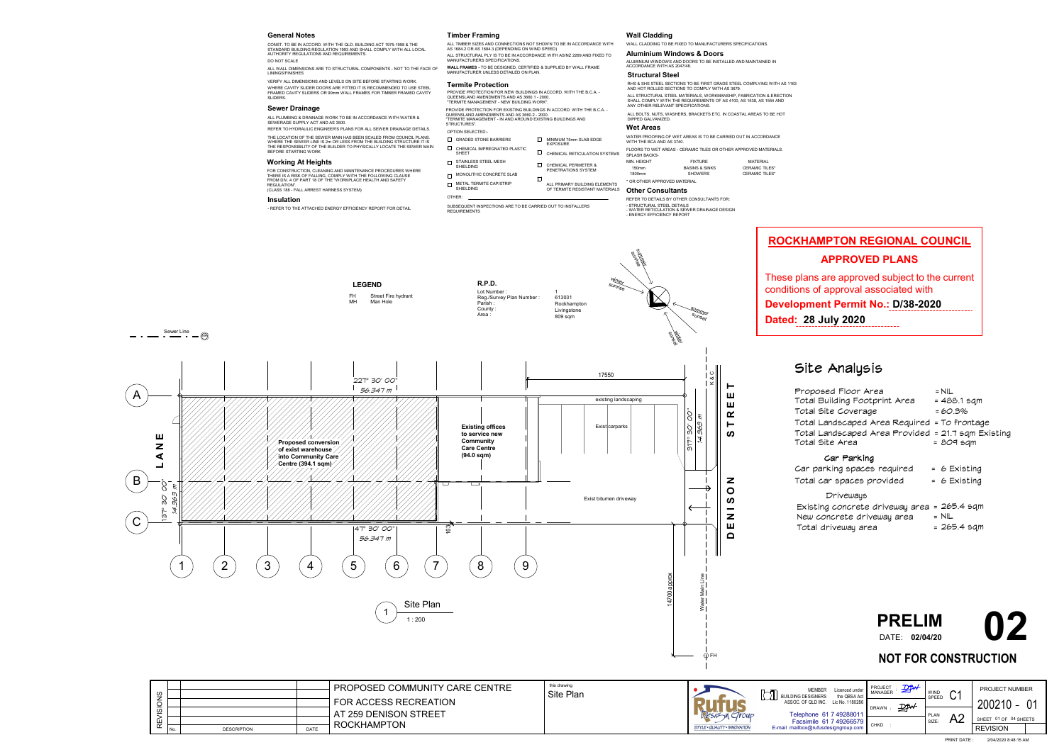## General Notes

CONST. TO BE IN ACCORD. WITH THE QLD. BUILDING ACT 1975-1998 & THE STANDARD BUILDING REGULATION 1993 AND SHALL COMPLY WITH ALL LOCAL AUTHORITY REGULATIONS AND REQUIREMENTS.

DO NOT SCALE

ALL WALL DIMENSIONS ARE TO STRUCTURAL COMPONENTS - NOT TO THE FACE OF LININGS/FINISHES

VERIFY ALL DIMENSIONS AND LEVELS ON SITE BEFORE STARTING WORK.

WHERE CAVITY SLIDER DOORS ARE FITTED IT IS RECOMMENDED TO USE STEEL FRAMED CAVITY SLIDERS OR 90mm WALL FRAMES FOR TIMBER FRAMED CAVITY SLIDERS.

## Sewer Drainage

ALL PLUMBING & DRAINAGE WORK TO BE IN ACCORDANCE WITH WATER & SEWERAGE SUPPLY ACT AND AS 3500.

REFER TO HYDRAULIC ENGINEER'S PLANS FOR ALL SEWER DRAINAGE DETAILS.

THE LOCATION OF THE SEWER MAIN HAS BEEN SCALED FROM COUNCIL PLANS. WHERE THE SEWER LINE IS 2m OR LESS FROM THE BUILDING STRUCTURE IT IS THE RESPONSIBILITY OF THE BUILDER TO PHYSICALLY LOCATE THE SEWER MAIN BEFORE STARTING WORK

## Working At Heights

FOR CONSTRUCTION, CLEANING AND MAINTENANCE PROCEDURES WHERE THERE IS A RISK OF FALLING, COMPLY WITH THE FOLLOWING CLAUSE FROM DIV. 4 OF PART 18 OF THE "WORKPLACE HEALTH AND SAFETY REGULATION".
(CLASS 188 - FALL ARREST HARNESS SYSTEM)

## Insulation

- REFER TO THE ATTACHED ENERGY EFFICIENCY REPORT FOR DETAIL

## Timber Framing

ALL TIMBER SIZES AND CONNECTIONS NOT SHOWN TO BE IN ACCORDANCE WITH AS 1684.2 OR AS 1684.3 (DEPENDING ON WIND SPEED)

ALL STRUCTURAL PLY IS TO BE IN ACCORDANCE WITH AS/NZ 2269 AND FIXED TO MANUFACTURERS SPECIFICATIONS.

**WALL FRAMES -** TO BE DESIGNED, CERTIFIED & SUPPLIED BY WALL FRAME MANUFACTURER UNLESS DETAILED ON PLAN.

## Termite Protection

PROVIDE PROTECTION FOR NEW BUILDINGS IN ACCORD. WITH THE B.C.A. - QUEENSLAND AMENDMENTS AND AS 3660.1 - 2000. "TERMITE MANAGEMENT - NEW BUILDING WORK".

PROVIDE PROTECTION FOR EXISTING BUILDINGS IN ACCORD. WITH THE B.C.A. - QUEENSLAND AMENDMENTS AND AS 3660.2 - 2000. "TERMITE MANAGEMENT - IN AND AROUND EXISTING BUILDINGS AND STRUCTURES".

OPTION SELECTED:-

- ☐ GRADED STONE BARRIERS
- ☐ CHEMICAL IMPREGNATED PLASTIC SHEET
- ☐ STAINLESS STEEL MESH SHIELDING
- ☐ MONOLITHIC CONCRETE SLAB
- ☐ METAL TERMITE CAP/STRIP SHIELDING
- ☐ MINIMUM 75mm SLAB EDGE EXPOSURE
- ☐ CHEMICAL RETICULATION SYSTEMS
- ☐ CHEMICAL PERIMETER & PENETRATIONS SYSTEM
- ☐ ALL PRIMARY BUILDING ELEMENTS OF TERMITE RESISTANT MATERIALS

OTHER:

SUBSEQUENT INSPECTIONS ARE TO BE CARRIED OUT TO INSTALLERS REQUIREMENTS

## Wall Cladding

WALL CLADDING TO BE FIXED TO MANUFACTURERS SPECIFICATIONS.

## Aluminium Windows & Doors

ALUMINIUM WINDOWS AND DOORS TO BE INSTALLED AND MAINTAINED IN ACCORDANCE WITH AS 2047/48.

## Structural Steel

RHS & SHS STEEL SECTIONS TO BE FIRST GRADE STEEL COMPLYING WITH AS 1163 AND HOT ROLLED SECTIONS TO COMPLY WITH AS 3679.

ALL STRUCTURAL STEEL MATERIALS, WORKMANSHIP, FABRICATION & ERECTION SHALL COMPLY WITH THE REQUIREMENTS OF AS 4100, AS 1538, AS 1554 AND ANY OTHER RELEVANT SPECIFICATIONS.

ALL BOLTS, NUTS, WASHERS, BRACKETS ETC. IN COASTAL AREAS TO BE HOT DIPPED GALVANIZED.

## Wet Areas

WATER PROOFING OF WET AREAS IS TO BE CARRIED OUT IN ACCORDANCE WITH THE BCA AND AS 3740.

FLOORS TO WET AREAS - CERAMIC TILES OR OTHER APPROVED MATERIALS.

SPLASH BACKS-

| MIN. HEIGHT | FIXTURE | MATERIAL |
|---|---|---|
| 150mm | BASINS & SINKS | CERAMIC TILES* |
| 1800mm | SHOWERS | CERAMIC TILES* |

* OR OTHER APPROVED MATERIAL

## Other Consultants

REFER TO DETAILS BY OTHER CONSULTANTS FOR:
- STRUCTURAL STEEL DETAILS
- WATER RETICULATION & SEWER DRAINAGE DESIGN
- ENERGY EFFICIENCY REPORT

## ROCKHAMPTON REGIONAL COUNCIL

### APPROVED PLANS

These plans are approved subject to the current conditions of approval associated with

**Development Permit No.: D/38-2020**

**Dated: 28 July 2020**

## LEGEND

| | |
|---|---|
| FH | Street Fire hydrant |
| MH | Man Hole |

Sewer Line

## R.P.D.

| | |
|---|---|
| Lot Number : | 1 |
| Reg./Survey Plan Number : | 613031 |
| Parish : | Rockhampton |
| County : | Livingstone |
| Area : | 809 sqm |

winter sunrise, summer sunrise, summer sunset, winter sunset

LANE — DENISON STREET — K & C

227° 30' 00" 56.347 m — 47° 30' 00" 56.347 m — 137° 30' 00" 14.369 m — 317° 30' 00" 14.369 m — 17550 — 1830 — 14700 approx

**Proposed conversion of exist warehouse into Community Care Centre (394.1 sqm)**

**Existing offices to service new Community Care Centre (94.0 sqm)**

existing landscaping — Exist carparks — Exist bitumen driveway — Water Main Line — FH

Grid: A, B, C; 1, 2, 3, 4, 5, 6, 7, 8, 9

Site Plan
1 : 200

## Site Analysis

| | |
|---|---|
| Proposed Floor Area | = NIL |
| Total Building Footprint Area | = 488.1 sqm |
| Total Site Coverage | = 60.3% |
| Total Landscaped Area Required | = To frontage |
| Total Landscaped Area Provided | = 21.7 sqm Existing |
| Total Site Area | = 809 sqm |

### Car Parking

| | |
|---|---|
| Car parking spaces required | = 6 Existing |
| Total car spaces provided | = 6 Existing |

### Driveways

| | |
|---|---|
| Existing concrete driveway area | = 265.4 sqm |
| New concrete driveway area | = NIL |
| Total driveway area | = 265.4 sqm |

**PRELIM** DATE: **02/04/20** — **02**

**NOT FOR CONSTRUCTION**

| REVISIONS | | |
|---|---|---|
| No. | DESCRIPTION | DATE |

PROPOSED COMMUNITY CARE CENTRE
FOR ACCESS RECREATION
AT 259 DENISON STREET
ROCKHAMPTON

this drawing: Site Plan

Rufus Design Group — STYLE • QUALITY • INNOVATION

MEMBER BUILDING DESIGNERS ASSOC. OF QLD INC. — Licenced under the QBSA Act Lic No. 1180286
Telephone 61 7 49288011
Facsimile 61 7 49266579
E-mail mailbox@rufusdesigngroup.com

PROJECT MANAGER: DAW — DRAWN: DAW — CHKD:

WIND SPEED: C1 — PLAN SIZE: A2

PROJECT NUMBER: 200210 - 01
SHEET 01 OF 04 SHEETS
REVISION

PRINT DATE: 2/04/2020 8:48:15 AM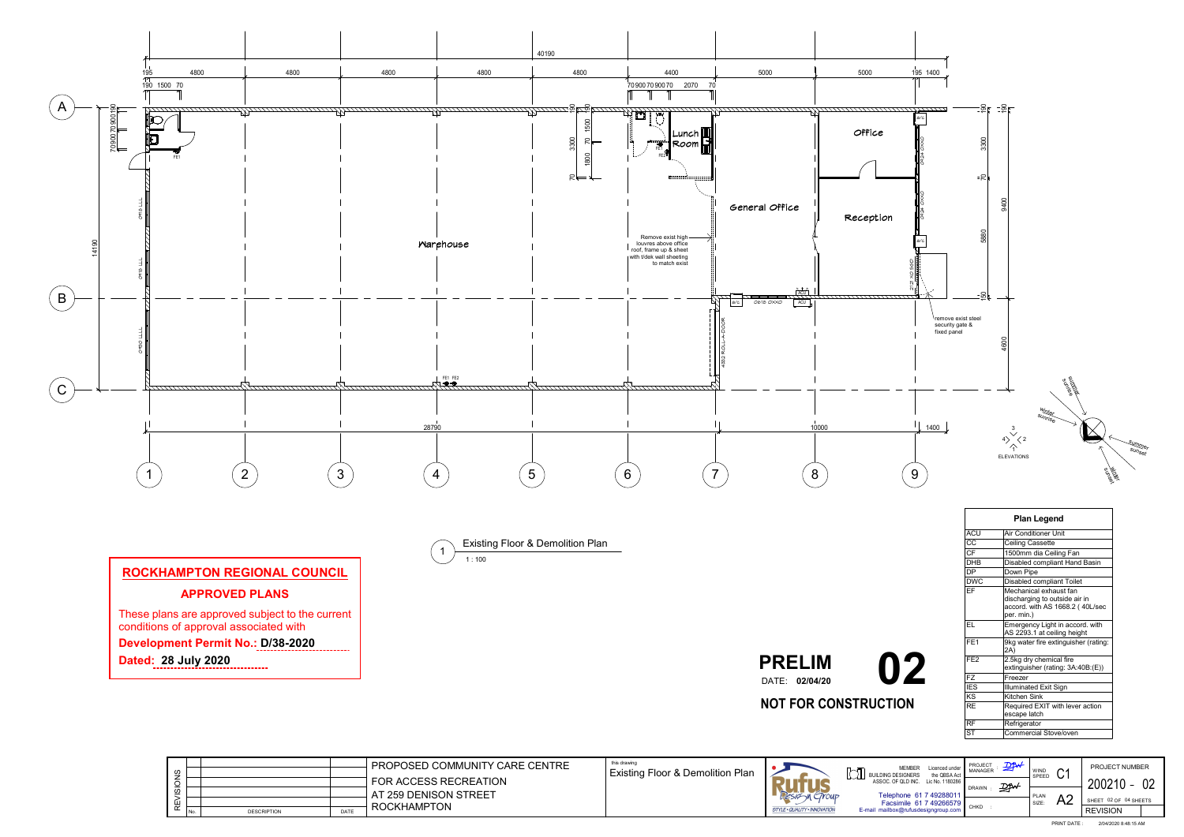Existing Floor & Demolition Plan

1 : 100

Warehouse

Lunch Room

General Office

Office

Reception

Remove exist high louvres above office roof, frame up & sheet with t/dek wall sheeting to match exist

remove exist steel security gate & fixed panel

ELEVATIONS

## ROCKHAMPTON REGIONAL COUNCIL

### APPROVED PLANS

These plans are approved subject to the current conditions of approval associated with

**Development Permit No.: D/38-2020**

**Dated: 28 July 2020**

# PRELIM 02

DATE: **02/04/20**

**NOT FOR CONSTRUCTION**

| Plan Legend | |
|---|---|
| ACU | Air Conditioner Unit |
| CC | Ceiling Cassette |
| CF | 1500mm dia Ceiling Fan |
| DHB | Disabled compliant Hand Basin |
| DP | Down Pipe |
| DWC | Disabled compliant Toilet |
| EF | Mechanical exhaust fan discharging to outside air in accord. with AS 1668.2 ( 40L/sec per. min.) |
| EL | Emergency Light in accord. with AS 2293.1 at ceiling height |
| FE1 | 9kg water fire extinguisher (rating: 2A) |
| FE2 | 2.5kg dry chemical fire extinguisher (rating: 3A:40B:(E)) |
| FZ | Freezer |
| IES | Illuminated Exit Sign |
| KS | Kitchen Sink |
| RE | Required EXIT with lever action escape latch |
| RF | Refrigerator |
| ST | Commercial Stove/oven |

PROPOSED COMMUNITY CARE CENTRE
FOR ACCESS RECREATION
AT 259 DENISON STREET
ROCKHAMPTON

this drawing: Existing Floor & Demolition Plan

Rufus Design Group — STYLE • QUALITY • INNOVATION

MEMBER BUILDING DESIGNERS ASSOC. OF QLD INC. Licenced under the QBSA Act Lic No. 1180286

Telephone 61 7 49288011
Facsimile 61 7 49266579
E-mail mailbox@rufusdesigngroup.com

PROJECT MANAGER: DJW
DRAWN: DJW
CHKD:

WIND SPEED: C1
PLAN SIZE: A2

PROJECT NUMBER: 200210 - 02

SHEET 02 OF 04 SHEETS

REVISION

PRINT DATE: 2/04/2020 8:48:15 AM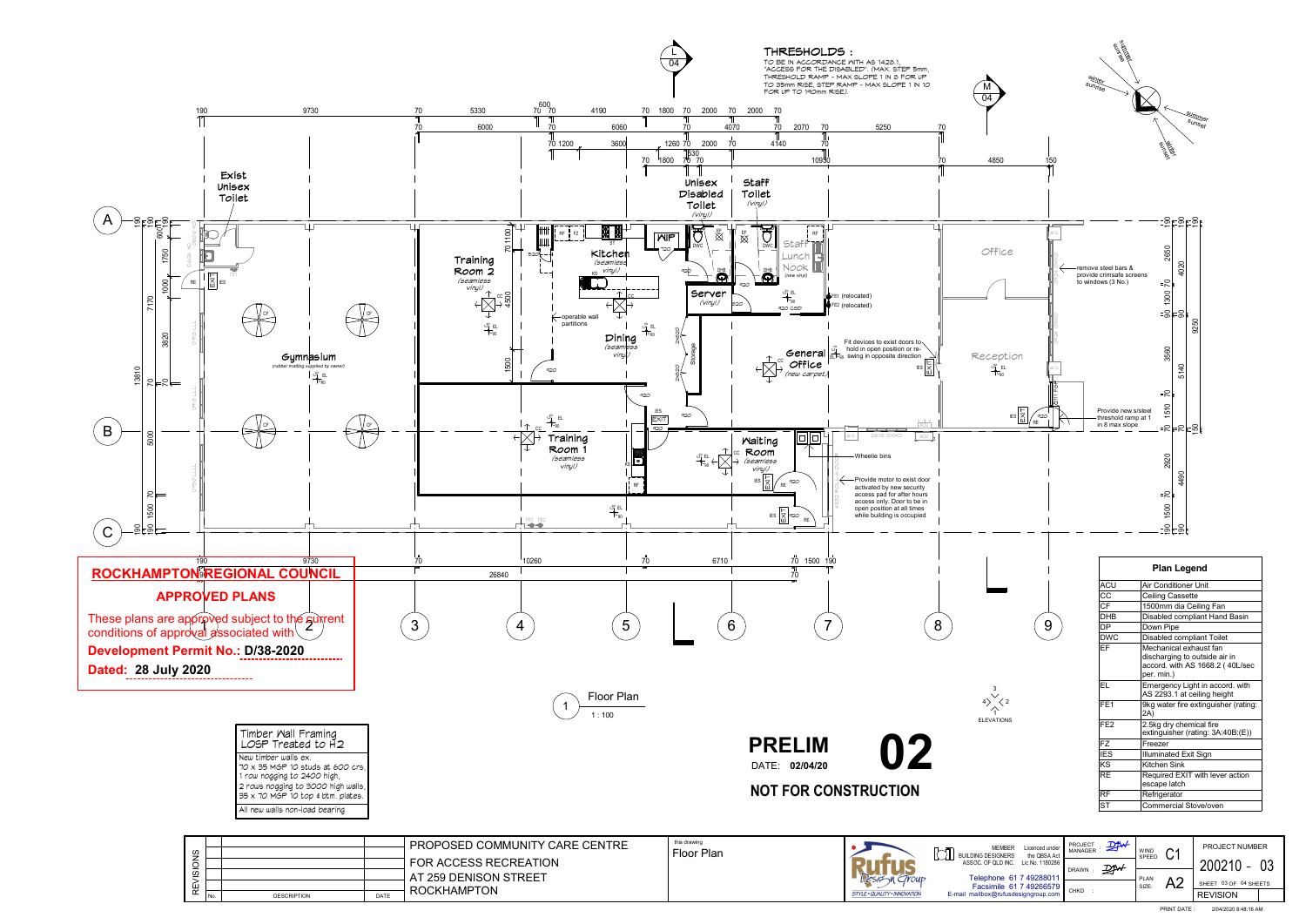## THRESHOLDS :

TO BE IN ACCORDANCE WITH AS 1428.1, "ACCESS FOR THE DISABLED". (MAX. STEP 5mm, THRESHOLD RAMP - MAX SLOPE 1 IN 8 FOR UP TO 35mm RISE, STEP RAMP - MAX SLOPE 1 IN 10 FOR UP TO 190mm RISE).

Exist Unisex Toilet

Training Room 2 (seamless vinyl)

Kitchen (seamless vinyl)

Unisex Disabled Toilet (vinyl)

Staff Toilet (vinyl)

Staff Lunch Nook (new vinyl)

Server (vinyl)

Gymnasium (rubber matting supplied by owner)

Dining (seamless vinyl)

operable wall partitions

Storage

General Office (new carpet)

FE1 (relocated)

FE2 (relocated)

Fit devices to exist doors to hold in open position or re-swing in opposite direction

Office

Reception

remove steel bars & provide crimsafe screens to windows (3 No.)

Provide new s/steel threshold ramp at 1 in 8 max slope

Training Room 1 (seamless vinyl)

Waiting Room (seamless vinyl)

Wheelie bins

Provide motor to exist door activated by new security access pad for after hours access only. Door to be in open position at all times while building is occupied

**ROCKHAMPTON REGIONAL COUNCIL**

**APPROVED PLANS**

These plans are approved subject to the current conditions of approval associated with

**Development Permit No.: D/38-2020**

**Dated: 28 July 2020**

Floor Plan

1 : 100

ELEVATIONS

Timber Wall Framing LOSP Treated to H2

New timber walls ex.
70 x 35 MGP 10 studs at 600 crs,
1 row nogging to 2400 high,
2 rows nogging to 3000 high walls,
35 x 70 MGP 10 top & btm. plates.

All new walls non-load bearing

**PRELIM** **02**

DATE: **02/04/20**

**NOT FOR CONSTRUCTION**

| Plan Legend | |
|---|---|
| ACU | Air Conditioner Unit |
| CC | Ceiling Cassette |
| CF | 1500mm dia Ceiling Fan |
| DHB | Disabled compliant Hand Basin |
| DP | Down Pipe |
| DWC | Disabled compliant Toilet |
| EF | Mechanical exhaust fan discharging to outside air in accord. with AS 1668.2 ( 40L/sec per. min.) |
| EL | Emergency Light in accord. with AS 2293.1 at ceiling height |
| FE1 | 9kg water fire extinguisher (rating: 2A) |
| FE2 | 2.5kg dry chemical fire extinguisher (rating: 3A:40B:(E)) |
| FZ | Freezer |
| IES | Illuminated Exit Sign |
| KS | Kitchen Sink |
| RE | Required EXIT with lever action escape latch |
| RF | Refrigerator |
| ST | Commercial Stove/oven |

PROPOSED COMMUNITY CARE CENTRE
FOR ACCESS RECREATION
AT 259 DENISON STREET
ROCKHAMPTON

this drawing: Floor Plan

Rufus Design Group — STYLE • QUALITY • INNOVATION

MEMBER BUILDING DESIGNERS ASSOC. OF QLD INC. Licenced under the QBSA Act Lic No. 1180286

Telephone 61 7 49288011
Facsimile 61 7 49266579
E-mail mailbox@rufusdesigngroup.com

PROJECT MANAGER: DJW | DRAWN: DJW | CHKD:

WIND SPEED: C1 | PLAN SIZE: A2

PROJECT NUMBER: 200210 - 03

SHEET 03 OF 04 SHEETS

REVISION

PRINT DATE: 2/04/2020 8:48:16 AM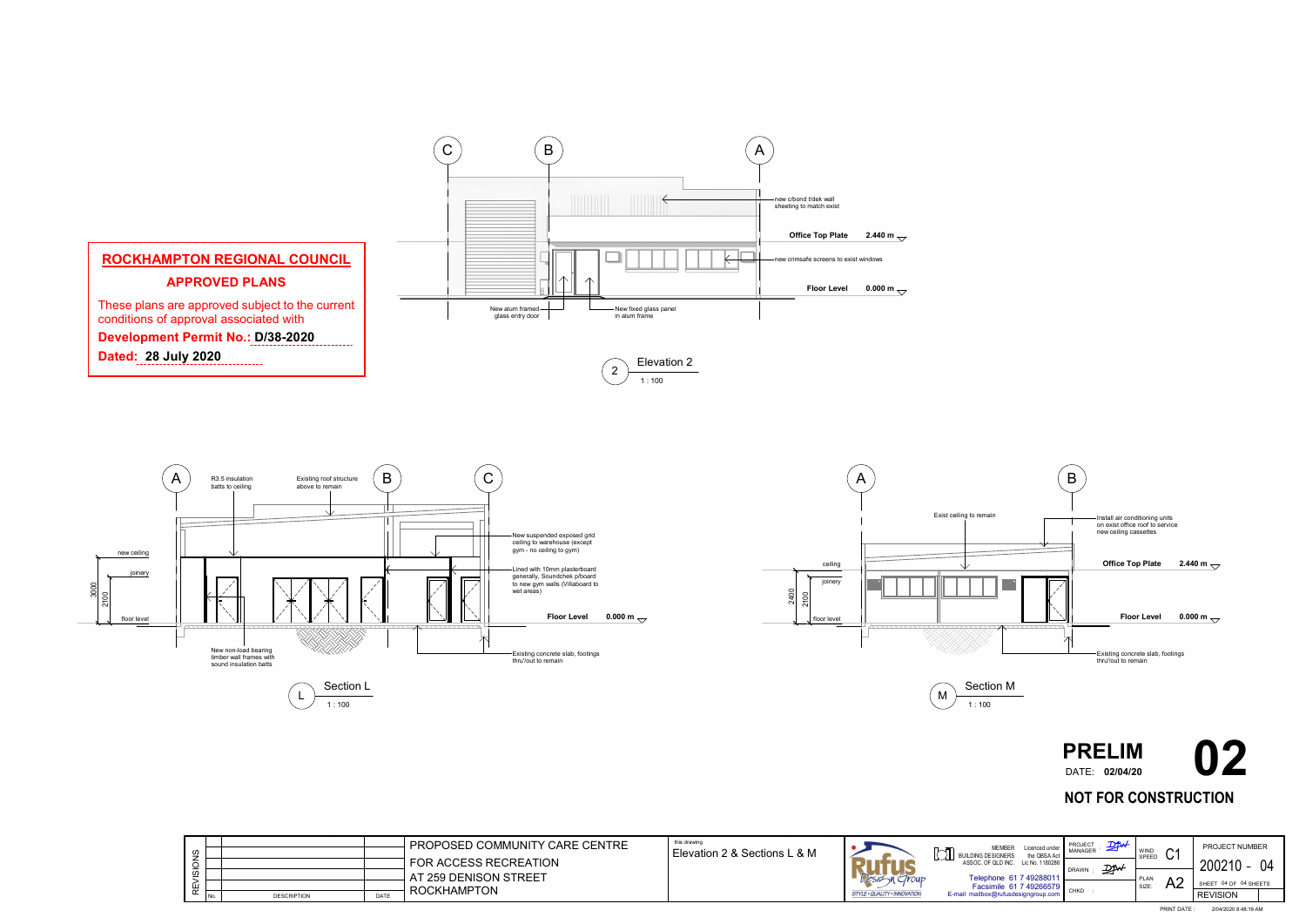**ROCKHAMPTON REGIONAL COUNCIL**

**APPROVED PLANS**

These plans are approved subject to the current conditions of approval associated with

**Development Permit No.: D/38-2020**

**Dated: 28 July 2020**

C B A

new c/bond t/dek wall sheeting to match exist

**Office Top Plate** **2.440 m**

new crimsafe screens to exist windows

**Floor Level** **0.000 m**

New alum framed glass entry door

New fixed glass panel in alum frame

2 Elevation 2
1 : 100

A B C

R3.5 insulation batts to ceiling

Existing roof structure above to remain

new ceiling

joinery

3000

2100

floor level

New suspended exposed grid ceiling to warehouse (except gym - no ceiling to gym)

Lined with 10mm plasterboard generally, Soundchek p/board to new gym walls (Villaboard to wet areas)

**Floor Level** **0.000 m**

New non-load bearing timber wall frames with sound insulation batts

Existing concrete slab, footings thru'/out to remain

L Section L
1 : 100

A B

Exist ceiling to remain

Install air conditioning units on exist office roof to service new ceiling cassettes

**Office Top Plate** **2.440 m**

ceiling

joinery

2400

2100

floor level

**Floor Level** **0.000 m**

Existing concrete slab, footings thru'/out to remain

M Section M
1 : 100

**PRELIM**
DATE: **02/04/20**

**02**

**NOT FOR CONSTRUCTION**

| REVISIONS | | | |
|---|---|---|---|
| No. | DESCRIPTION | DATE | |

PROPOSED COMMUNITY CARE CENTRE
FOR ACCESS RECREATION
AT 259 DENISON STREET
ROCKHAMPTON

this drawing
Elevation 2 & Sections L & M

Rufus Design Group
STYLE • QUALITY • INNOVATION

MEMBER BUILDING DESIGNERS ASSOC. OF QLD INC.
Licenced under the QBSA Act Lic No. 1180286

Telephone 61 7 49288011
Facsimile 61 7 49266579
E-mail mailbox@rufusdesigngroup.com

PROJECT MANAGER : DAW
DRAWN : DAW
CHKD :

WIND SPEED C1
PLAN SIZE: A2

PROJECT NUMBER
200210 - 04
SHEET 04 OF 04 SHEETS
REVISION

PRINT DATE : 2/04/2020 8:48:19 AM